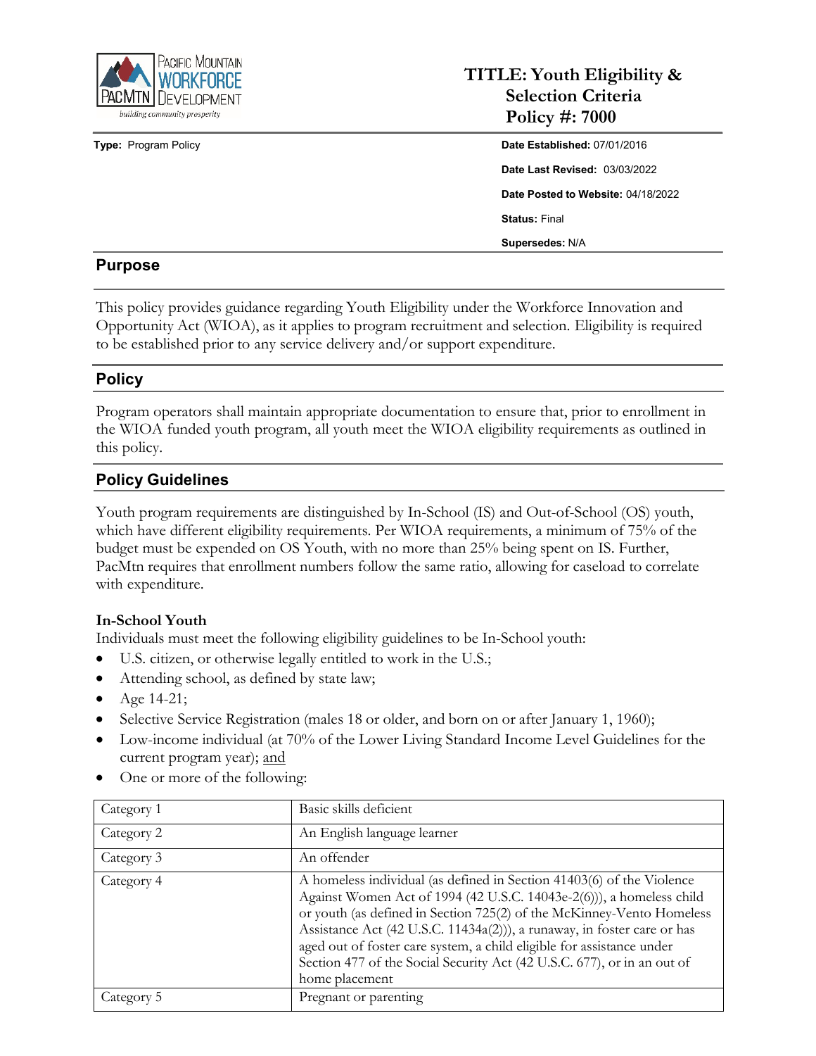# TITLE: Youth Eligibility & Selection Criteria Policy #: 7000

**Type:** Program Policy

**Date Established:** 07/01/2016

**Date Last Revised:** 03/03/2022

**Date Posted to Website:** 04/18/2022

**Status:** Final

**Supersedes:** N/A

## Purpose

This policy provides guidance regarding Youth Eligibility under the Workforce Innovation and Opportunity Act (WIOA), as it applies to program recruitment and selection. Eligibility is required to be established prior to any service delivery and/or support expenditure.

## Policy

Program operators shall maintain appropriate documentation to ensure that, prior to enrollment in the WIOA funded youth program, all youth meet the WIOA eligibility requirements as outlined in this policy.

## Policy Guidelines

Youth program requirements are distinguished by In-School (IS) and Out-of-School (OS) youth, which have different eligibility requirements. Per WIOA requirements, a minimum of 75% of the budget must be expended on OS Youth, with no more than 25% being spent on IS. Further, PacMtn requires that enrollment numbers follow the same ratio, allowing for caseload to correlate with expenditure.

### In-School Youth

Individuals must meet the following eligibility guidelines to be In-School youth:

- U.S. citizen, or otherwise legally entitled to work in the U.S.;
- Attending school, as defined by state law;
- Age 14-21;
- Selective Service Registration (males 18 or older, and born on or after January 1, 1960);
- Low-income individual (at 70% of the Lower Living Standard Income Level Guidelines for the current program year); and
- One or more of the following:

| Category | Description |
|---|---|
| Category 1 | Basic skills deficient |
| Category 2 | An English language learner |
| Category 3 | An offender |
| Category 4 | A homeless individual (as defined in Section 41403(6) of the Violence Against Women Act of 1994 (42 U.S.C. 14043e-2(6))), a homeless child or youth (as defined in Section 725(2) of the McKinney-Vento Homeless Assistance Act (42 U.S.C. 11434a(2))), a runaway, in foster care or has aged out of foster care system, a child eligible for assistance under Section 477 of the Social Security Act (42 U.S.C. 677), or in an out of home placement |
| Category 5 | Pregnant or parenting |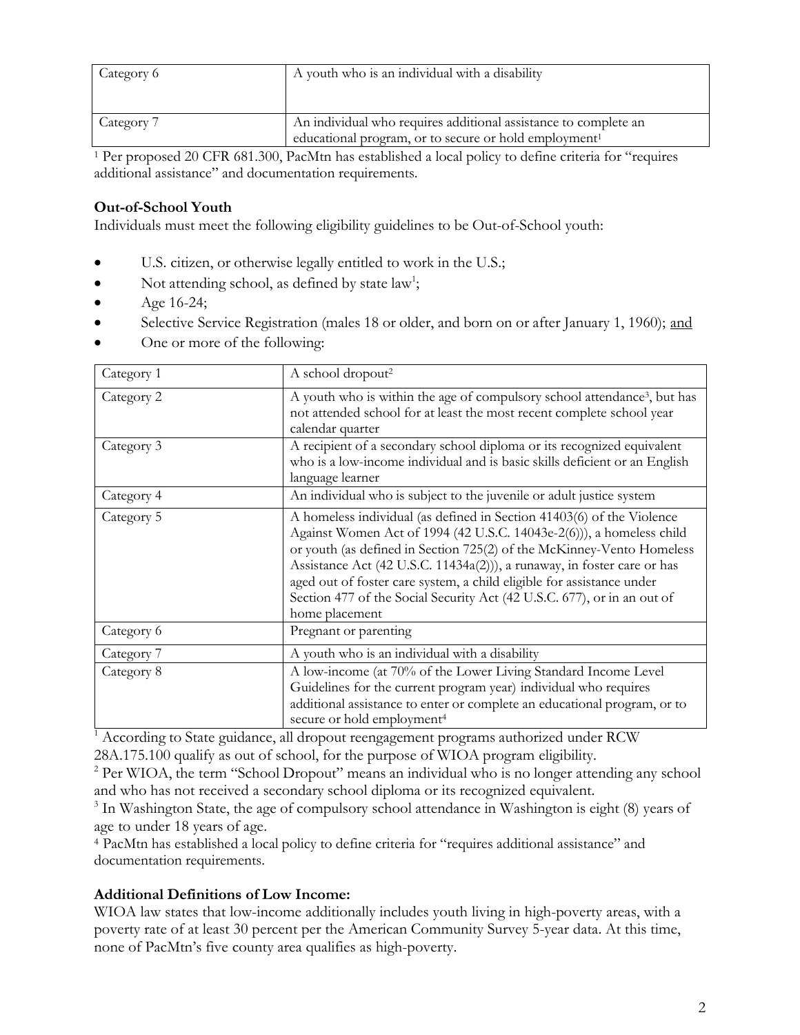| Category 6 | A youth who is an individual with a disability |
| --- | --- |
| Category 7 | An individual who requires additional assistance to complete an educational program, or to secure or hold employment[1] |

[1] Per proposed 20 CFR 681.300, PacMtn has established a local policy to define criteria for "requires additional assistance" and documentation requirements.

**Out-of-School Youth**

Individuals must meet the following eligibility guidelines to be Out-of-School youth:

- U.S. citizen, or otherwise legally entitled to work in the U.S.;
- Not attending school, as defined by state law[1];
- Age 16-24;
- Selective Service Registration (males 18 or older, and born on or after January 1, 1960); and
- One or more of the following:

| Category 1 | A school dropout[2] |
| --- | --- |
| Category 2 | A youth who is within the age of compulsory school attendance[3], but has not attended school for at least the most recent complete school year calendar quarter |
| Category 3 | A recipient of a secondary school diploma or its recognized equivalent who is a low-income individual and is basic skills deficient or an English language learner |
| Category 4 | An individual who is subject to the juvenile or adult justice system |
| Category 5 | A homeless individual (as defined in Section 41403(6) of the Violence Against Women Act of 1994 (42 U.S.C. 14043e-2(6))), a homeless child or youth (as defined in Section 725(2) of the McKinney-Vento Homeless Assistance Act (42 U.S.C. 11434a(2))), a runaway, in foster care or has aged out of foster care system, a child eligible for assistance under Section 477 of the Social Security Act (42 U.S.C. 677), or in an out of home placement |
| Category 6 | Pregnant or parenting |
| Category 7 | A youth who is an individual with a disability |
| Category 8 | A low-income (at 70% of the Lower Living Standard Income Level Guidelines for the current program year) individual who requires additional assistance to enter or complete an educational program, or to secure or hold employment[4] |

[1] According to State guidance, all dropout reengagement programs authorized under RCW 28A.175.100 qualify as out of school, for the purpose of WIOA program eligibility.

[2] Per WIOA, the term "School Dropout" means an individual who is no longer attending any school and who has not received a secondary school diploma or its recognized equivalent.

[3] In Washington State, the age of compulsory school attendance in Washington is eight (8) years of age to under 18 years of age.

[4] PacMtn has established a local policy to define criteria for "requires additional assistance" and documentation requirements.

**Additional Definitions of Low Income:**

WIOA law states that low-income additionally includes youth living in high-poverty areas, with a poverty rate of at least 30 percent per the American Community Survey 5-year data. At this time, none of PacMtn's five county area qualifies as high-poverty.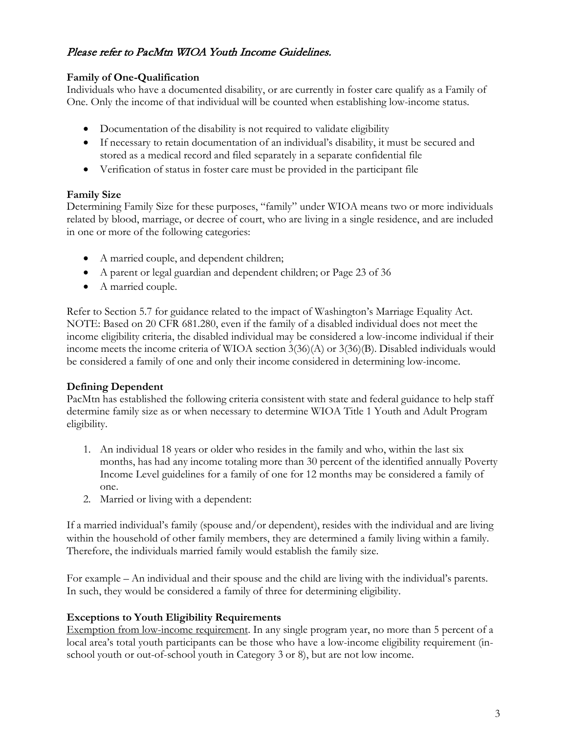*Please refer to PacMtn WIOA Youth Income Guidelines.*

**Family of One-Qualification**

Individuals who have a documented disability, or are currently in foster care qualify as a Family of One. Only the income of that individual will be counted when establishing low-income status.

- Documentation of the disability is not required to validate eligibility
- If necessary to retain documentation of an individual's disability, it must be secured and stored as a medical record and filed separately in a separate confidential file
- Verification of status in foster care must be provided in the participant file

**Family Size**

Determining Family Size for these purposes, "family" under WIOA means two or more individuals related by blood, marriage, or decree of court, who are living in a single residence, and are included in one or more of the following categories:

- A married couple, and dependent children;
- A parent or legal guardian and dependent children; or Page 23 of 36
- A married couple.

Refer to Section 5.7 for guidance related to the impact of Washington's Marriage Equality Act. NOTE: Based on 20 CFR 681.280, even if the family of a disabled individual does not meet the income eligibility criteria, the disabled individual may be considered a low-income individual if their income meets the income criteria of WIOA section 3(36)(A) or 3(36)(B). Disabled individuals would be considered a family of one and only their income considered in determining low-income.

**Defining Dependent**

PacMtn has established the following criteria consistent with state and federal guidance to help staff determine family size as or when necessary to determine WIOA Title 1 Youth and Adult Program eligibility.

1. An individual 18 years or older who resides in the family and who, within the last six months, has had any income totaling more than 30 percent of the identified annually Poverty Income Level guidelines for a family of one for 12 months may be considered a family of one.
2. Married or living with a dependent:

If a married individual's family (spouse and/or dependent), resides with the individual and are living within the household of other family members, they are determined a family living within a family. Therefore, the individuals married family would establish the family size.

For example – An individual and their spouse and the child are living with the individual's parents. In such, they would be considered a family of three for determining eligibility.

**Exceptions to Youth Eligibility Requirements**

Exemption from low-income requirement. In any single program year, no more than 5 percent of a local area's total youth participants can be those who have a low-income eligibility requirement (in-school youth or out-of-school youth in Category 3 or 8), but are not low income.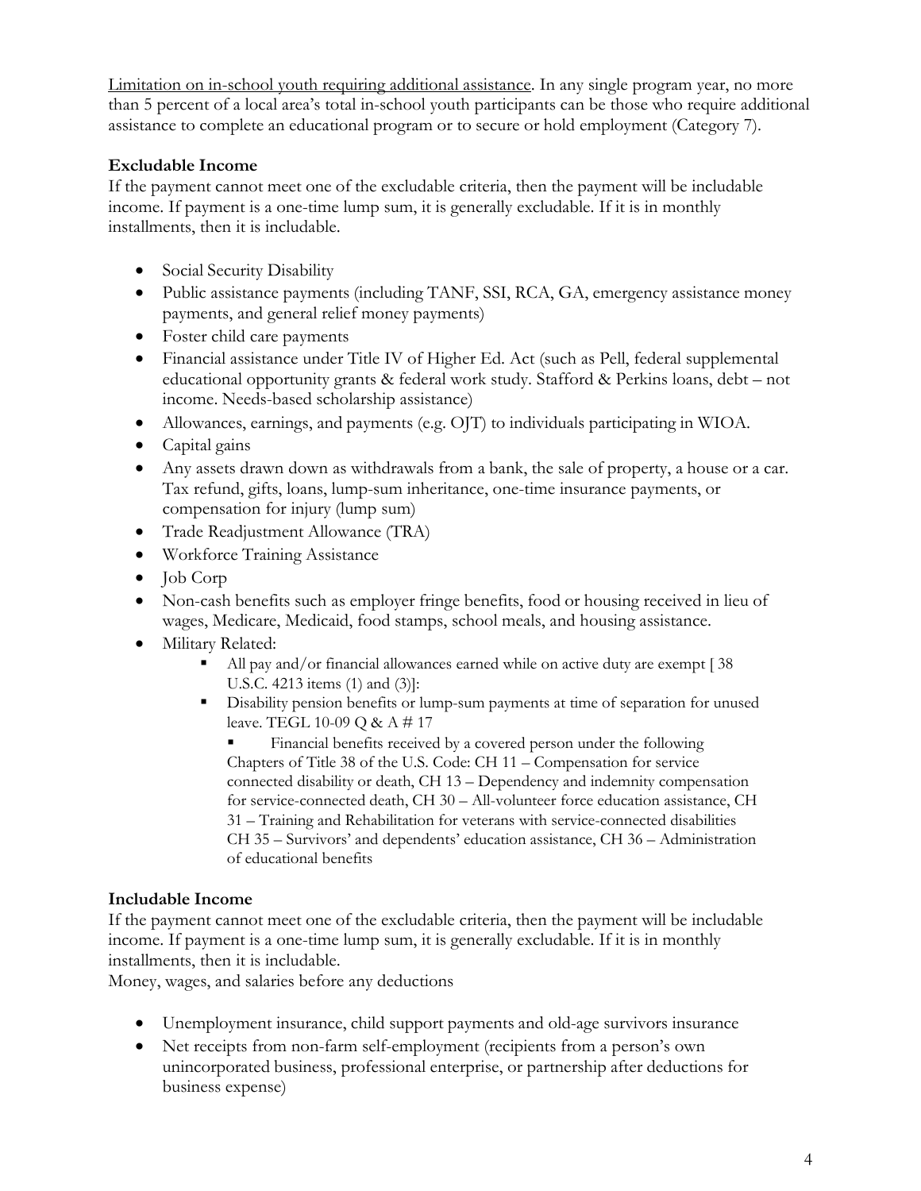Limitation on in-school youth requiring additional assistance. In any single program year, no more than 5 percent of a local area's total in-school youth participants can be those who require additional assistance to complete an educational program or to secure or hold employment (Category 7).

**Excludable Income**

If the payment cannot meet one of the excludable criteria, then the payment will be includable income. If payment is a one-time lump sum, it is generally excludable. If it is in monthly installments, then it is includable.

- Social Security Disability
- Public assistance payments (including TANF, SSI, RCA, GA, emergency assistance money payments, and general relief money payments)
- Foster child care payments
- Financial assistance under Title IV of Higher Ed. Act (such as Pell, federal supplemental educational opportunity grants & federal work study. Stafford & Perkins loans, debt – not income. Needs-based scholarship assistance)
- Allowances, earnings, and payments (e.g. OJT) to individuals participating in WIOA.
- Capital gains
- Any assets drawn down as withdrawals from a bank, the sale of property, a house or a car. Tax refund, gifts, loans, lump-sum inheritance, one-time insurance payments, or compensation for injury (lump sum)
- Trade Readjustment Allowance (TRA)
- Workforce Training Assistance
- Job Corp
- Non-cash benefits such as employer fringe benefits, food or housing received in lieu of wages, Medicare, Medicaid, food stamps, school meals, and housing assistance.
- Military Related:
  - All pay and/or financial allowances earned while on active duty are exempt [ 38 U.S.C. 4213 items (1) and (3)]:
  - Disability pension benefits or lump-sum payments at time of separation for unused leave. TEGL 10-09 Q & A # 17
    - Financial benefits received by a covered person under the following Chapters of Title 38 of the U.S. Code: CH 11 – Compensation for service connected disability or death, CH 13 – Dependency and indemnity compensation for service-connected death, CH 30 – All-volunteer force education assistance, CH 31 – Training and Rehabilitation for veterans with service-connected disabilities CH 35 – Survivors' and dependents' education assistance, CH 36 – Administration of educational benefits

**Includable Income**

If the payment cannot meet one of the excludable criteria, then the payment will be includable income. If payment is a one-time lump sum, it is generally excludable. If it is in monthly installments, then it is includable.

Money, wages, and salaries before any deductions

- Unemployment insurance, child support payments and old-age survivors insurance
- Net receipts from non-farm self-employment (recipients from a person's own unincorporated business, professional enterprise, or partnership after deductions for business expense)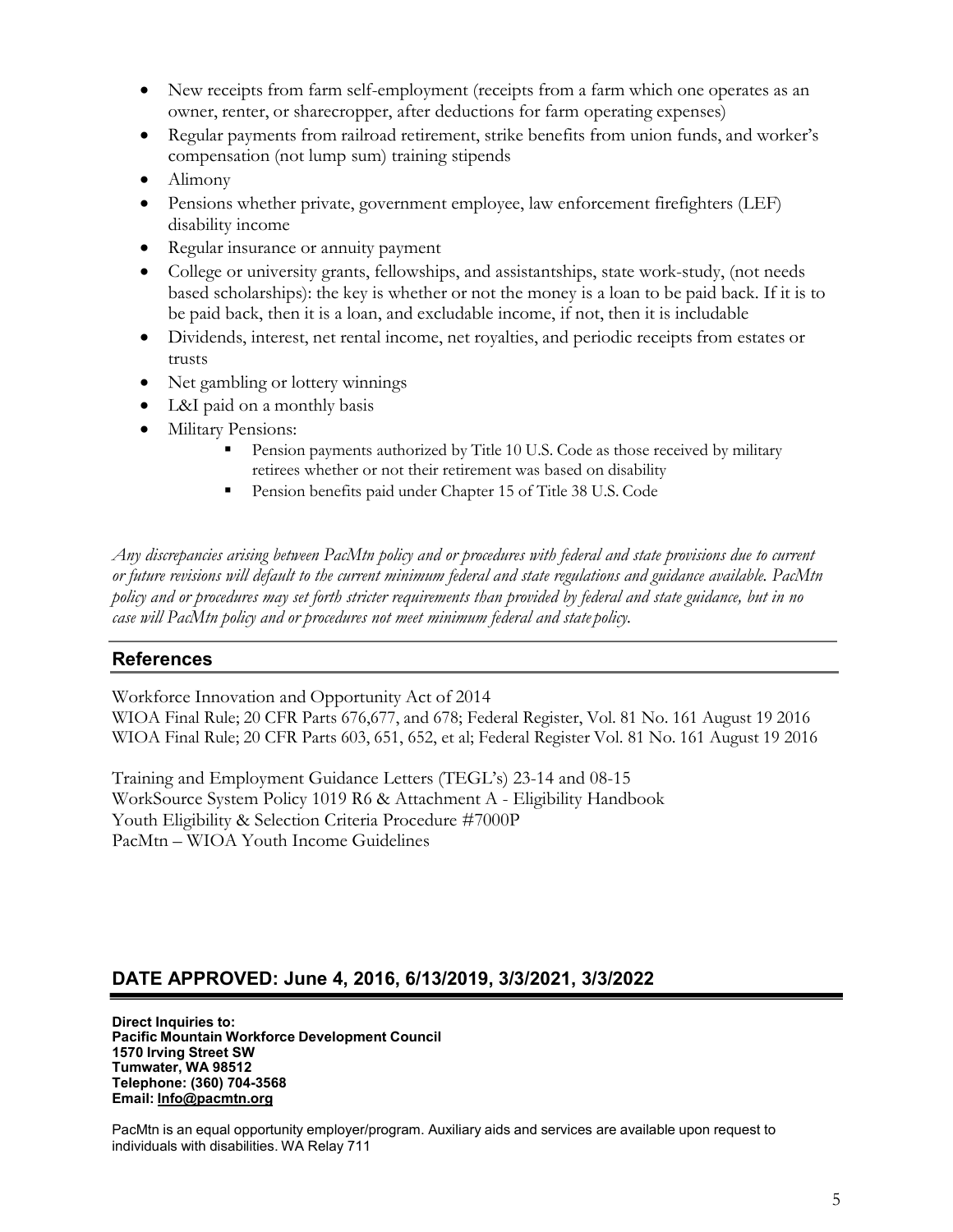- New receipts from farm self-employment (receipts from a farm which one operates as an owner, renter, or sharecropper, after deductions for farm operating expenses)
- Regular payments from railroad retirement, strike benefits from union funds, and worker's compensation (not lump sum) training stipends
- Alimony
- Pensions whether private, government employee, law enforcement firefighters (LEF) disability income
- Regular insurance or annuity payment
- College or university grants, fellowships, and assistantships, state work-study, (not needs based scholarships): the key is whether or not the money is a loan to be paid back. If it is to be paid back, then it is a loan, and excludable income, if not, then it is includable
- Dividends, interest, net rental income, net royalties, and periodic receipts from estates or trusts
- Net gambling or lottery winnings
- L&I paid on a monthly basis
- Military Pensions:
  - Pension payments authorized by Title 10 U.S. Code as those received by military retirees whether or not their retirement was based on disability
  - Pension benefits paid under Chapter 15 of Title 38 U.S. Code

*Any discrepancies arising between PacMtn policy and or procedures with federal and state provisions due to current or future revisions will default to the current minimum federal and state regulations and guidance available. PacMtn policy and or procedures may set forth stricter requirements than provided by federal and state guidance, but in no case will PacMtn policy and or procedures not meet minimum federal and state policy.*

## References

Workforce Innovation and Opportunity Act of 2014
WIOA Final Rule; 20 CFR Parts 676,677, and 678; Federal Register, Vol. 81 No. 161 August 19 2016
WIOA Final Rule; 20 CFR Parts 603, 651, 652, et al; Federal Register Vol. 81 No. 161 August 19 2016

Training and Employment Guidance Letters (TEGL's) 23-14 and 08-15
WorkSource System Policy 1019 R6 & Attachment A - Eligibility Handbook
Youth Eligibility & Selection Criteria Procedure #7000P
PacMtn – WIOA Youth Income Guidelines

## DATE APPROVED: June 4, 2016, 6/13/2019, 3/3/2021, 3/3/2022

**Direct Inquiries to:**
**Pacific Mountain Workforce Development Council**
**1570 Irving Street SW**
**Tumwater, WA 98512**
**Telephone: (360) 704-3568**
**Email: Info@pacmtn.org**

PacMtn is an equal opportunity employer/program. Auxiliary aids and services are available upon request to individuals with disabilities. WA Relay 711